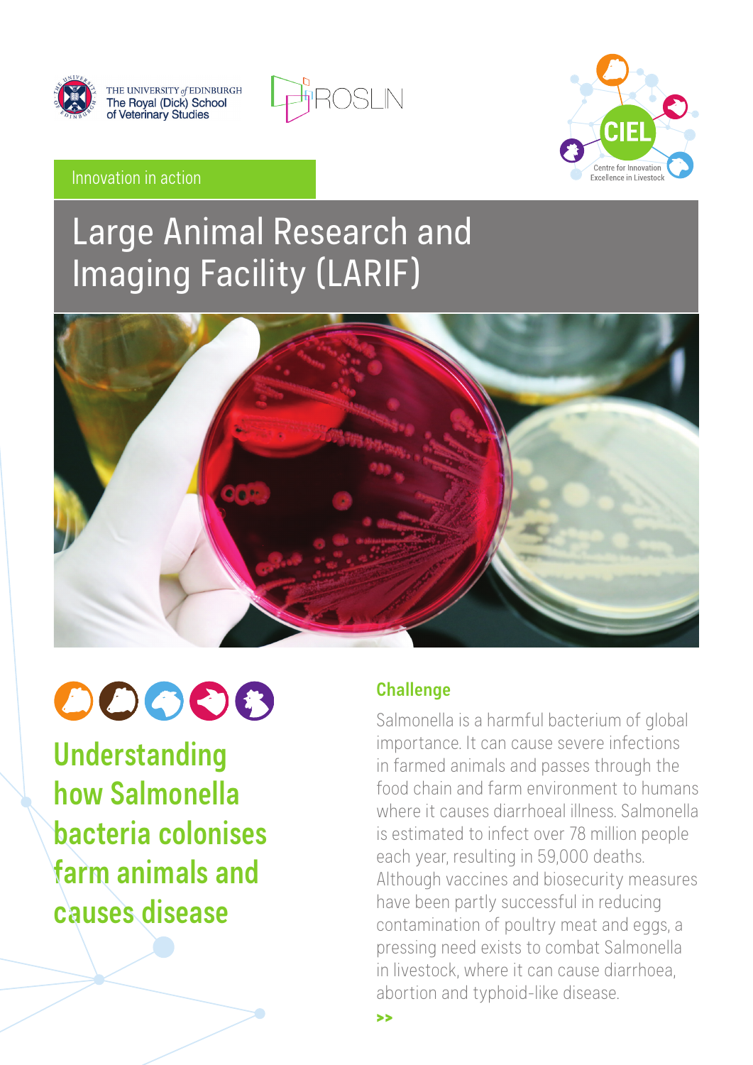THE UNIVERSITY of EDINBURGH
The Royal (Dick) School of Veterinary Studies

ROSLIN

CIEL
Centre for Innovation Excellence in Livestock

Innovation in action

# Large Animal Research and Imaging Facility (LARIF)

## Understanding how Salmonella bacteria colonises farm animals and causes disease

### Challenge

Salmonella is a harmful bacterium of global importance. It can cause severe infections in farmed animals and passes through the food chain and farm environment to humans where it causes diarrhoeal illness. Salmonella is estimated to infect over 78 million people each year, resulting in 59,000 deaths. Although vaccines and biosecurity measures have been partly successful in reducing contamination of poultry meat and eggs, a pressing need exists to combat Salmonella in livestock, where it can cause diarrhoea, abortion and typhoid-like disease.

>>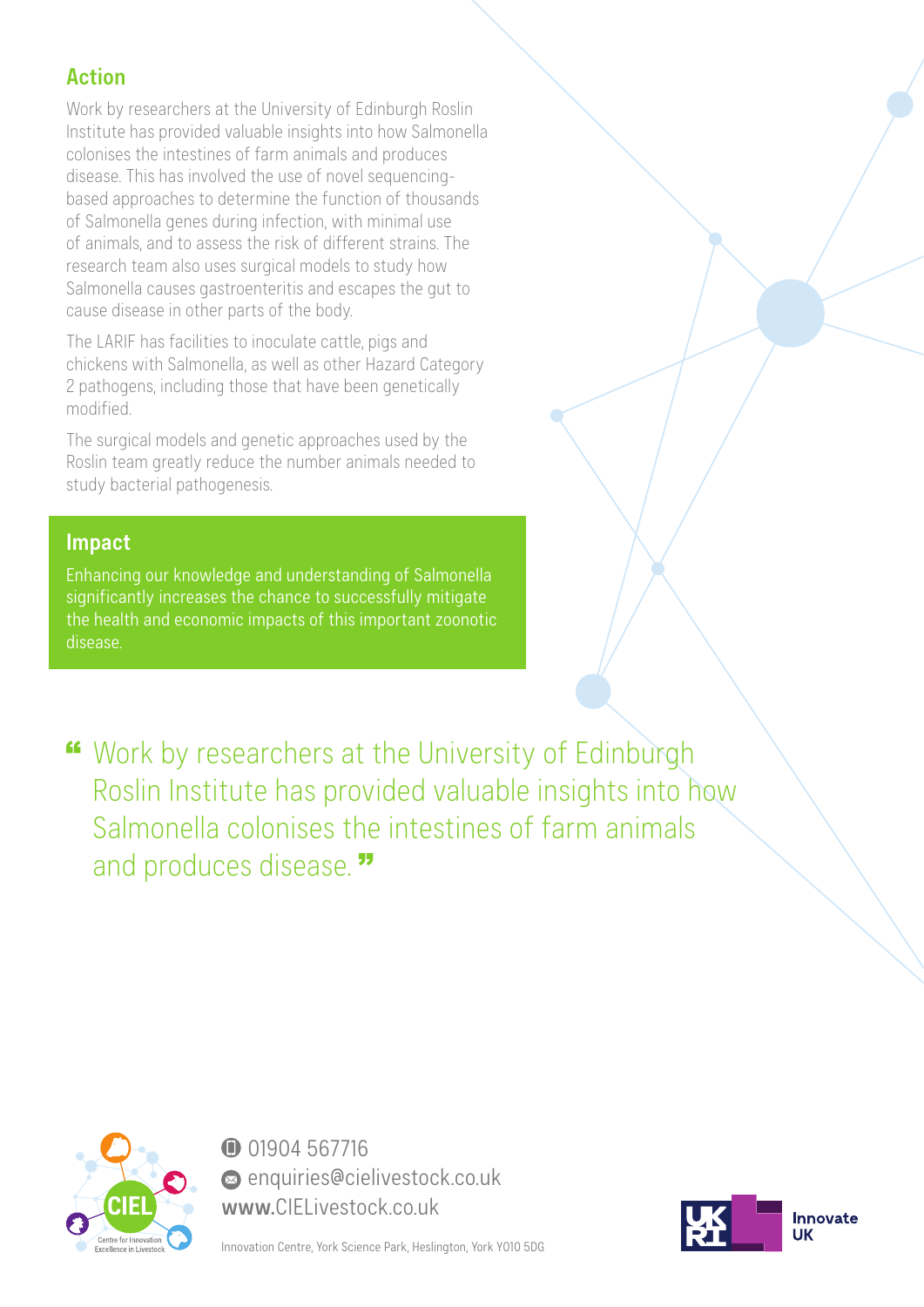## Action

Work by researchers at the University of Edinburgh Roslin Institute has provided valuable insights into how Salmonella colonises the intestines of farm animals and produces disease. This has involved the use of novel sequencing-based approaches to determine the function of thousands of Salmonella genes during infection, with minimal use of animals, and to assess the risk of different strains. The research team also uses surgical models to study how Salmonella causes gastroenteritis and escapes the gut to cause disease in other parts of the body.

The LARIF has facilities to inoculate cattle, pigs and chickens with Salmonella, as well as other Hazard Category 2 pathogens, including those that have been genetically modified.

The surgical models and genetic approaches used by the Roslin team greatly reduce the number animals needed to study bacterial pathogenesis.

## Impact

Enhancing our knowledge and understanding of Salmonella significantly increases the chance to successfully mitigate the health and economic impacts of this important zoonotic disease.

> "Work by researchers at the University of Edinburgh Roslin Institute has provided valuable insights into how Salmonella colonises the intestines of farm animals and produces disease."

CIEL Centre for Innovation Excellence in Livestock

01904 567716

enquiries@cielivestock.co.uk

www.CIELivestock.co.uk

Innovation Centre, York Science Park, Heslington, York YO10 5DG

UK RI Innovate UK